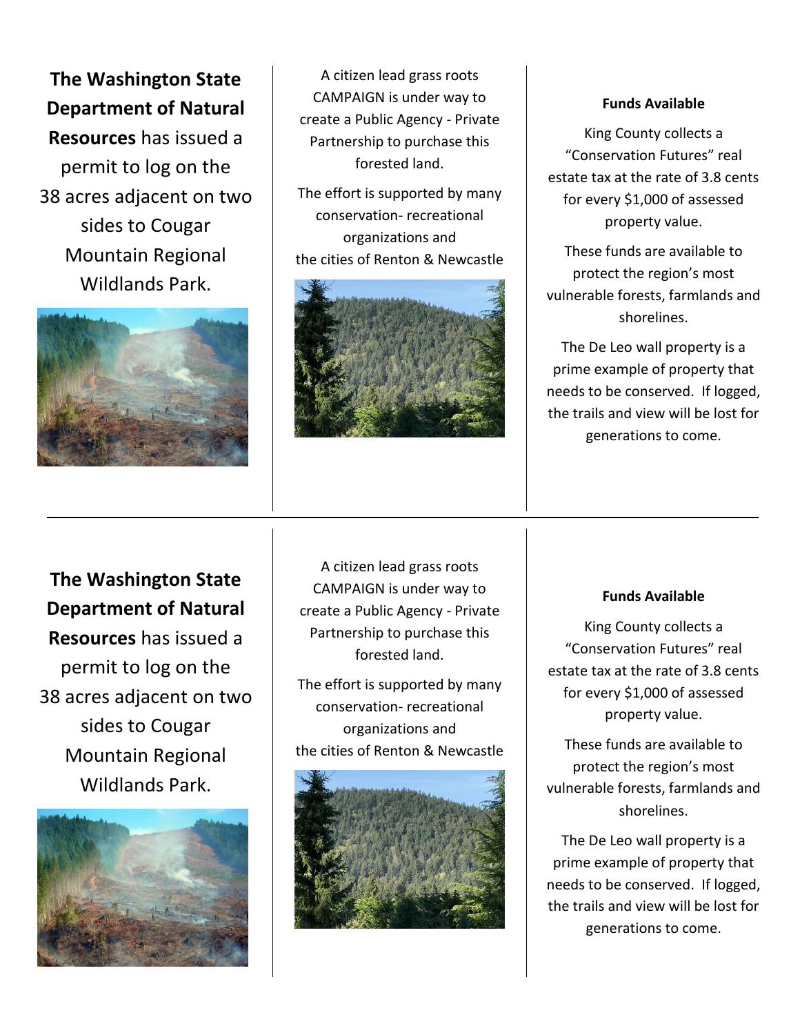**The Washington State Department of Natural Resources** has issued a permit to log on the 38 acres adjacent on two sides to Cougar Mountain Regional Wildlands Park.

A citizen lead grass roots CAMPAIGN is under way to create a Public Agency - Private Partnership to purchase this forested land.

The effort is supported by many conservation- recreational organizations and the cities of Renton & Newcastle

**Funds Available**

King County collects a “Conservation Futures” real estate tax at the rate of 3.8 cents for every $1,000 of assessed property value.

These funds are available to protect the region’s most vulnerable forests, farmlands and shorelines.

The De Leo wall property is a prime example of property that needs to be conserved. If logged, the trails and view will be lost for generations to come.

---

**The Washington State Department of Natural Resources** has issued a permit to log on the 38 acres adjacent on two sides to Cougar Mountain Regional Wildlands Park.

A citizen lead grass roots CAMPAIGN is under way to create a Public Agency - Private Partnership to purchase this forested land.

The effort is supported by many conservation- recreational organizations and the cities of Renton & Newcastle

**Funds Available**

King County collects a “Conservation Futures” real estate tax at the rate of 3.8 cents for every $1,000 of assessed property value.

These funds are available to protect the region’s most vulnerable forests, farmlands and shorelines.

The De Leo wall property is a prime example of property that needs to be conserved. If logged, the trails and view will be lost for generations to come.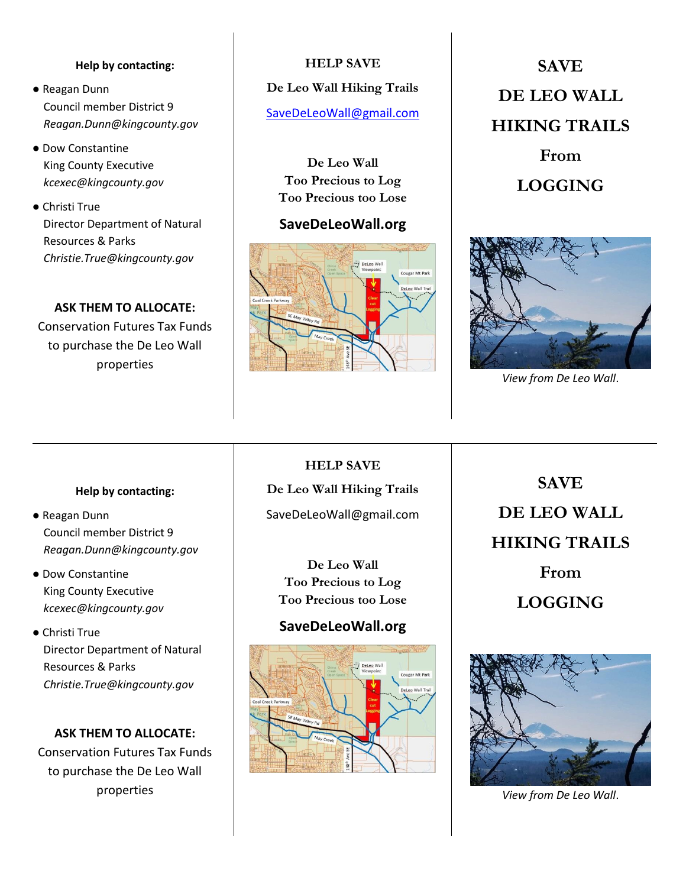**Help by contacting:**

- Reagan Dunn
  Council member District 9
  *Reagan.Dunn@kingcounty.gov*
- Dow Constantine
  King County Executive
  *kcexec@kingcounty.gov*
- Christi True
  Director Department of Natural Resources & Parks
  *Christie.True@kingcounty.gov*

**ASK THEM TO ALLOCATE:**
Conservation Futures Tax Funds to purchase the De Leo Wall properties

**HELP SAVE**

**De Leo Wall Hiking Trails**

SaveDeLeoWall@gmail.com

**De Leo Wall**
**Too Precious to Log**
**Too Precious too Lose**

**SaveDeLeoWall.org**

DeLeo Wall Viewpoint
Cougar Mt Park
DeLeo Wall Trail
Clear cut Logging
Coal Creek Parkway
SE May Valley Rd
May Creek
148th Ave SE

# SAVE DE LEO WALL HIKING TRAILS From LOGGING

*View from De Leo Wall*.

---

**Help by contacting:**

- Reagan Dunn
  Council member District 9
  *Reagan.Dunn@kingcounty.gov*
- Dow Constantine
  King County Executive
  *kcexec@kingcounty.gov*
- Christi True
  Director Department of Natural Resources & Parks
  *Christie.True@kingcounty.gov*

**ASK THEM TO ALLOCATE:**
Conservation Futures Tax Funds to purchase the De Leo Wall properties

**HELP SAVE**

**De Leo Wall Hiking Trails**

SaveDeLeoWall@gmail.com

**De Leo Wall**
**Too Precious to Log**
**Too Precious too Lose**

**SaveDeLeoWall.org**

DeLeo Wall Viewpoint
Cougar Mt Park
DeLeo Wall Trail
Clear cut Logging
Coal Creek Parkway
SE May Valley Rd
May Creek
148th Ave SE

# SAVE DE LEO WALL HIKING TRAILS From LOGGING

*View from De Leo Wall*.